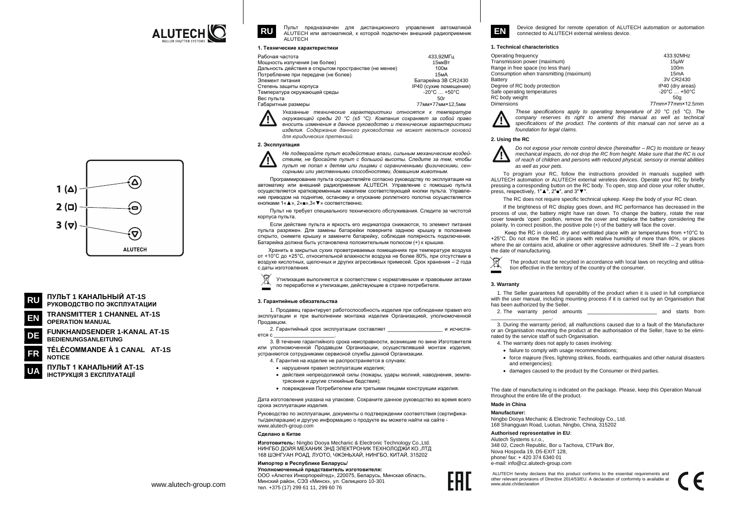ALUTECH
ROLLER SHUTTER SYSTEMS

1 (△)
2 (□)
3 (▽)

ALUTECH

**RU** **ПУЛЬТ 1 КАНАЛЬНЫЙ AT-1S**
**РУКОВОДСТВО ПО ЭКСПЛУАТАЦИИ**

**EN** **TRANSMITTER 1 CHANNEL AT-1S**
**OPERATION MANUAL**

**DE** **FUNKHANDSENDER 1-KANAL AT-1S**
**BEDIENUNGSANLEITUNG**

**FR** **TÉLÉCOMMANDE À 1 CANAL AT-1S**
**NOTICE**

**UA** **ПУЛЬТ 1 КАНАЛЬНИЙ AT-1S**
**ІНСТРУКЦІЯ З ЕКСПЛУАТАЦІЇ**

www.alutech-group.com

**RU** Пульт предназначен для дистанционного управления автоматикой ALUTECH или автоматикой, к которой подключен внешний радиоприемник ALUTECH

**1. Технические характеристики**

| | |
|---|---|
| Рабочая частота | 433,92МГц |
| Мощность излучения (не более) | 15мкВт |
| Дальность действия в открытом пространстве (не менее) | 100м |
| Потребление при передаче (не более) | 15мА |
| Элемент питания | Батарейка 3В CR2430 |
| Степень защиты корпуса | IP40 (сухие помещения) |
| Температура окружающей среды | -20°С … +50°С |
| Вес пульта | 50г |
| Габаритные размеры | 77мм×77мм×12,5мм |

*Указанные технические характеристики относятся к температуре окружающей среды 20 °С (±5 °С). Компания сохраняет за собой право вносить изменения в данное руководство и технические характеристики изделия. Содержание данного руководства не может являться основой для юридических претензий.*

**2. Эксплуатация**

*Не подвергайте пульт воздействию влаги, сильным механическим воздействиям, не бросайте пульт с большой высоты. Следите за тем, чтобы пульт не попал к детям или лицам с ограниченными физическими, сенсорными или умственными способностями, домашним животным.*

Программирование пульта осуществляйте согласно руководству по эксплуатации на автоматику или внешний радиоприемник ALUTECH. Управление с помощью пульта осуществляется кратковременным нажатием соответствующей кнопки пульта. Управление приводом на поднятие, остановку и опускание роллетного полотна осуществляется кнопками 1«▲», 2«■»,3«▼» соответственно.

Пульт не требует специального технического обслуживания. Следите за чистотой корпуса пульта.

Если действие пульта и яркость его индикатора снижаются, то элемент питания пульта разряжен. Для замены батарейки поверните заднюю крышку в положение открыто, снимите крышку и замените батарейку, соблюдая полярность подключения. Батарейка должна быть установлена положительным полюсом (+) к крышке.

Хранить в закрытых сухих проветриваемых помещениях при температуре воздуха от +10°С до +25°С, относительной влажности воздуха не более 80%, при отсутствии в воздухе кислотных, щелочных и других агрессивных примесей. Срок хранения – 2 года с даты изготовления.

Утилизация выполняется в соответствии с нормативными и правовыми актами по переработке и утилизации, действующие в стране потребителя.

**3. Гарантийные обязательства**

1. Продавец гарантирует работоспособность изделия при соблюдении правил его эксплуатации и при выполнении монтажа изделия Организацией, уполномоченной Продавцом.

2. Гарантийный срок эксплуатации составляет ___________________ и исчисляется с _____________________.

3. В течение гарантийного срока неисправности, возникшие по вине Изготовителя или уполномоченной Продавцом Организации, осуществлявшей монтаж изделия, устраняются сотрудниками сервисной службы данной Организации.

4. Гарантия на изделие не распространяется в случаях:

- нарушения правил эксплуатации изделия;
- действия непреодолимой силы (пожары, удары молний, наводнения, землетрясения и другие стихийные бедствия);
- повреждения Потребителем или третьими лицами конструкции изделия.

Дата изготовления указана на упаковке. Сохраните данное руководство во время всего срока эксплуатации изделия.

Руководство по эксплуатации, документы о подтверждении соответствия (сертификаты/декларации) и другую информацию о продукте вы можете найти на сайте - www.alutech-group.com

**Сделано в Китае**

**Изготовитель:** Ningbo Dooya Mechanic & Electronic Technology Co.,Ltd.
НИНГБО ДОЙЯ МЕХАНИК ЭНД ЭЛЕКТРОНИК ТЕХНОЛОДЖИ КО.,ЛТД
168 ШЭНГУАН РОАД, ЛУОТО, ЧЖЭНЬХАЙ, НИНГБО, КИТАЙ, 315202

**Импортер в Республике Беларусь/**
**Уполномоченный представитель изготовителя:**
ООО «Алютех Инкорпорейтед», 220075, Беларусь, Минская область, Минский район, СЭЗ «Минск», ул. Селицкого 10-301
тел. +375 (17) 299 61 11, 299 60 76

EAC

**EN** Device designed for remote operation of ALUTECH automation or automation connected to ALUTECH external wireless device.

**1. Technical characteristics**

| | |
|---|---|
| Operating frequency | 433.92MHz |
| Transmission power (maximum) | 15μW |
| Range in free space (no less than) | 100m |
| Consumption when transmitting (maximum) | 15mA |
| Battery | 3V CR2430 |
| Degree of RC body protection | IP40 (dry areas) |
| Safe operating temperatures | -20°C … +50°C |
| RC body weight | 50g |
| Dimensions | 77mm×77mm×12.5mm |

*These specifications apply to operating temperature of 20 °C (±5 °C). The company reserves its right to amend this manual as well as technical specifications of the product. The contents of this manual can not serve as a foundation for legal claims.*

**2. Using the RC**

*Do not expose your remote control device (hereinafter – RC) to moisture or heavy mechanical impacts, do not drop the RC from height. Make sure that the RC is out of reach of children and persons with reduced physical, sensory or mental abilities as well as your pets.*

To program your RC, follow the instructions provided in manuals supplied with ALUTECH automation or ALUTECH external wireless devices. Operate your RC by briefly pressing a corresponding button on the RC body. To open, stop and close your roller shutter, press, respectively, 1"▲", 2"■", and 3"▼".

The RC does not require specific technical upkeep. Keep the body of your RC clean.

If the brightness of RC display goes down, and RC performance has decreased in the process of use, the battery might have ran down. To change the battery, rotate the rear cover towards 'open' position, remove the cover and replace the battery considering the polarity. In correct position, the positive pole (+) of the battery will face the cover.

Keep the RC in closed, dry and ventilated place with air temperatures from +10°C to +25°C. Do not store the RC in places with relative humidity of more than 80%, or places where the air contains acid, alkaline or other aggressive admixtures. Shelf life – 2 years from the date of manufacturing.

The product must be recycled in accordance with local laws on recycling and utilisation effective in the territory of the country of the consumer.

**3. Warranty**

1. The Seller guarantees full operability of the product when it is used in full compliance with the user manual, including mounting process if it is carried out by an Organisation that has been authorized by the Seller.

2. The warranty period amounts ________________________ and starts from ______________________.

3. During the warranty period, all malfunctions caused due to a fault of the Manufacturer or an Organisation mounting the product at the authorisation of the Seller, have to be eliminated by the service staff of such Organisation.

4. The warranty does not apply to cases involving:

- failure to comply with usage recommendations;
- force majeure (fires, lightning strikes, floods, earthquakes and other natural disasters and emergencies);
- damages caused to the product by the Consumer or third parties.

The date of manufacturing is indicated on the package. Please, keep this Operation Manual throughout the entire life of the product.

**Made in China**

**Manufacturer:**
Ningbo Dooya Mechanic & Electronic Technology Co., Ltd.
168 Shangguan Road, Luotuo, Ningbo, China, 315202

**Authorised representative in EU**:
Alutech Systems s.r.o.,
348 02, Czech Republic, Bor u Tachova, CTPark Bor,
Nova Hospoda 19, D5-EXIT 128,
phone/ fax: + 420 374 6340 01
e-mail: info@cz.alutech-group.com

ALUTECH hereby declares that this product conforms to the essential requirements and other relevant provisions of Directive 2014/53/EU. A declaration of conformity is available at www.alute.ch/declaration

CE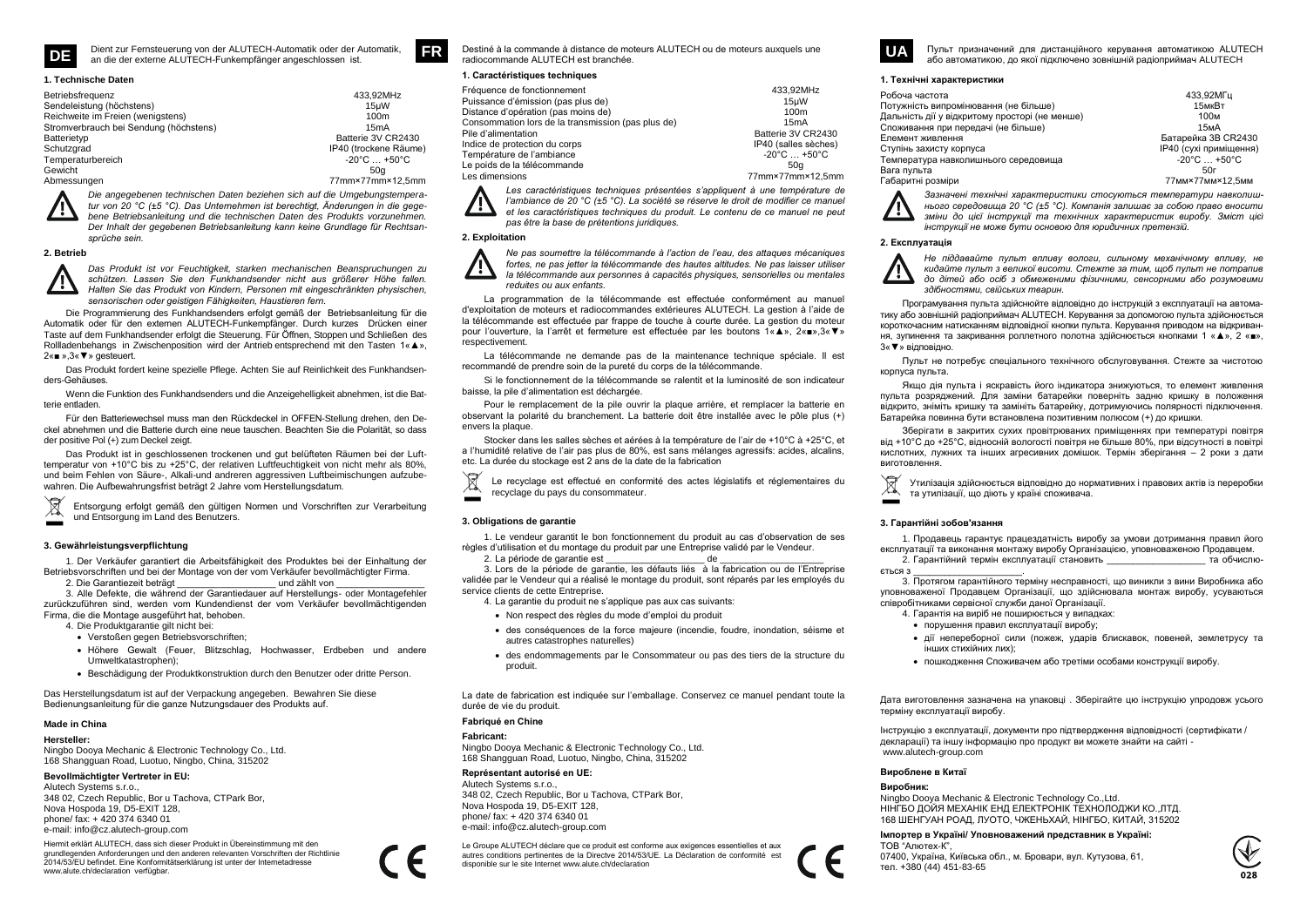# DE

Dient zur Fernsteuerung von der ALUTECH-Automatik oder der Automatik, an die der externe ALUTECH-Funkempfänger angeschlossen ist.

## 1. Technische Daten

| | |
|---|---|
| Betriebsfrequenz | 433,92MHz |
| Sendeleistung (höchstens) | 15μW |
| Reichweite im Freien (wenigstens) | 100m |
| Stromverbrauch bei Sendung (höchstens) | 15mA |
| Batterietyp | Batterie 3V CR2430 |
| Schutzgrad | IP40 (trockene Räume) |
| Temperaturbereich | -20°C … +50°C |
| Gewicht | 50g |
| Abmessungen | 77mm×77mm×12,5mm |

*Die angegebenen technischen Daten beziehen sich auf die Umgebungstemperatur von 20 °C (±5 °C). Das Unternehmen ist berechtigt, Änderungen in der gegebene Betriebsanleitung und die technischen Daten des Produkts vorzunehmen. Der Inhalt der gegebenen Betriebsanleitung kann keine Grundlage für Rechtsansprüche sein.*

## 2. Betrieb

*Das Produkt ist vor Feuchtigkeit, starken mechanischen Beanspruchungen zu schützen. Lassen Sie den Funkhandsender nicht aus größerer Höhe fallen. Halten Sie das Produkt von Kindern, Personen mit eingeschränkten physischen, sensorischen oder geistigen Fähigkeiten, Haustieren fern.*

Die Programmierung des Funkhandsenders erfolgt gemäß der Betriebsanleitung für die Automatik oder für den externen ALUTECH-Funkempfänger. Durch kurzes Drücken einer Taste auf dem Funkhandsender erfolgt die Steuerung. Für Öffnen, Stoppen und Schließen des Rollladenbehangs in Zwischenposition wird der Antrieb entsprechend mit den Tasten 1«▲», 2«■»,3«▼» gesteuert.

Das Produkt fordert keine spezielle Pflege. Achten Sie auf Reinlichkeit des Funkhandsenders-Gehäuses.

Wenn die Funktion des Funkhandsenders und die Anzeigehelligkeit abnehmen, ist die Batterie entladen.

Für den Batteriewechsel muss man den Rückdeckel in OFFEN-Stellung drehen, den Deckel abnehmen und die Batterie durch eine neue tauschen. Beachten Sie die Polarität, so dass der positive Pol (+) zum Deckel zeigt.

Das Produkt ist in geschlossenen trockenen und gut belüfteten Räumen bei der Lufttemperatur von +10°C bis zu +25°C, der relativen Luftfeuchtigkeit von nicht mehr als 80%, und beim Fehlen von Säure-, Alkali-und andreren aggressiven Luftbeimischungen aufzubewahren. Die Aufbewahrungsfrist beträgt 2 Jahre vom Herstellungsdatum.

Entsorgung erfolgt gemäß den gültigen Normen und Vorschriften zur Verarbeitung und Entsorgung im Land des Benutzers.

## 3. Gewährleistungsverpflichtung

1. Der Verkäufer garantiert die Arbeitsfähigkeit des Produktes bei der Einhaltung der Betriebsvorschriften und bei der Montage von der vom Verkäufer bevollmächtigter Firma.

2. Die Garantiezeit beträgt _______________ und zählt von _______________

3. Alle Defekte, die während der Garantiedauer auf Herstellungs- oder Montagefehler zurückzuführen sind, werden vom Kundendienst der vom Verkäufer bevollmächtigenden Firma, die die Montage ausgeführt hat, behoben.

4. Die Produktgarantie gilt nicht bei:
- Verstoßen gegen Betriebsvorschriften;
- Höhere Gewalt (Feuer, Blitzschlag, Hochwasser, Erdbeben und andere Umweltkatastrophen);
- Beschädigung der Produktkonstruktion durch den Benutzer oder dritte Person.

Das Herstellungsdatum ist auf der Verpackung angegeben. Bewahren Sie diese Bedienungsanleitung für die ganze Nutzungsdauer des Produkts auf.

**Made in China**

**Hersteller:**
Ningbo Dooya Mechanic & Electronic Technology Co., Ltd.
168 Shangguan Road, Luotuo, Ningbo, China, 315202

**Bevollmächtigter Vertreter in EU:**
Alutech Systems s.r.o.,
348 02, Czech Republic, Bor u Tachova, CTPark Bor,
Nova Hospoda 19, D5-EXIT 128,
phone/ fax: + 420 374 6340 01
e-mail: info@cz.alutech-group.com

Hiermit erklärt ALUTECH, dass sich dieser Produkt in Übereinstimmung mit den grundlegenden Anforderungen und den anderen relevanten Vorschriften der Richtlinie 2014/53/EU befindet. Eine Konformitätserklärung ist unter der Internetadresse www.alute.ch/declaration verfügbar.

CE

# FR

Destiné à la commande à distance de moteurs ALUTECH ou de moteurs auxquels une radiocommande ALUTECH est branchée.

## 1. Caractéristiques techniques

| | |
|---|---|
| Fréquence de fonctionnement | 433,92MHz |
| Puissance d'émission (pas plus de) | 15μW |
| Distance d'opération (pas moins de) | 100m |
| Consommation lors de la transmission (pas plus de) | 15mA |
| Pile d'alimentation | Batterie 3V CR2430 |
| Indice de protection du corps | IP40 (salles sèches) |
| Température de l'ambiance | -20°C … +50°C |
| Le poids de la télécommande | 50g |
| Les dimensions | 77mm×77mm×12,5mm |

*Les caractéristiques techniques présentées s'appliquent à une température de l'ambiance de 20 °C (±5 °C). La société se réserve le droit de modifier ce manuel et les caractéristiques techniques du produit. Le contenu de ce manuel ne peut pas être la base de prétentions juridiques.*

## 2. Exploitation

*Ne pas soumettre la télécommande à l'action de l'eau, des attaques mécaniques fortes, ne pas jeter la télécommande des hautes altitudes. Ne pas laisser utiliser la télécommande aux personnes à capacités physiques, sensorielles ou mentales reduites ou aux enfants.*

La programmation de la télécommande est effectuée conformément au manuel d'exploitation de moteurs et radiocommandes extérieures ALUTECH. La gestion à l'aide de la télécommande est effectuée par frappe de touche à courte durée. La gestion du moteur pour l'ouverture, la l'arrêt et fermeture est effectuée par les boutons 1«▲», 2«■»,3«▼» respectivement.

La télécommande ne demande pas de la maintenance technique spéciale. Il est recommandé de prendre soin de la pureté du corps de la télécommande.

Si le fonctionnement de la télécommande se ralentit et la luminosité de son indicateur baisse, la pile d'alimentation est déchargée.

Pour le remplacement de la pile ouvrir la plaque arrière, et remplacer la batterie en observant la polarité du branchement. La batterie doit être installée avec le pôle plus (+) envers la plaque.

Stocker dans les salles sèches et aérées à la température de l'air de +10°C à +25°C, et a l'humidité relative de l'air pas plus de 80%, est sans mélanges agressifs: acides, alcalins, etc. La durée du stockage est 2 ans de la date de la fabrication

Le recyclage est effectué en conformité des actes législatifs et réglementaires du recyclage du pays du consommateur.

## 3. Obligations de garantie

1. Le vendeur garantit le bon fonctionnement du produit au cas d'observation de ses règles d'utilisation et du montage du produit par une Entreprise validé par le Vendeur.

2. La période de garantie est _______________ de _______________

3. Lors de la période de garantie, les défauts liés à la fabrication ou de l'Entreprise validée par le Vendeur qui a réalisé le montage du produit, sont réparés par les employés du service clients de cette Entreprise.

4. La garantie du produit ne s'applique pas aux cas suivants:
- Non respect des règles du mode d'emploi du produit
- des conséquences de la force majeure (incendie, foudre, inondation, séisme et autres catastrophes naturelles)
- des endommagements par le Consommateur ou pas des tiers de la structure du produit.

La date de fabrication est indiquée sur l'emballage. Conservez ce manuel pendant toute la durée de vie du produit.

**Fabriqué en Chine**

**Fabricant:**
Ningbo Dooya Mechanic & Electronic Technology Co., Ltd.
168 Shangguan Road, Luotuo, Ningbo, China, 315202

**Représentant autorisé en UE:**
Alutech Systems s.r.o.,
348 02, Czech Republic, Bor u Tachova, CTPark Bor,
Nova Hospoda 19, D5-EXIT 128,
phone/ fax: + 420 374 6340 01
e-mail: info@cz.alutech-group.com

Le Groupe ALUTECH déclare que ce produit est conforme aux exigences essentielles et aux autres conditions pertinentes de la Directive 2014/53/UE. La Déclaration de conformité est disponible sur le site Internet www.alute.ch/declaration

CE

# UA

Пульт призначений для дистанційного керування автоматикою ALUTECH або автоматикою, до якої підключено зовнішній радіоприймач ALUTECH

## 1. Технічні характеристики

| | |
|---|---|
| Робоча частота | 433,92МГц |
| Потужність випромінювання (не більше) | 15мкВт |
| Дальність дії у відкритому просторі (не менше) | 100м |
| Споживання при передачі (не більше) | 15мА |
| Елемент живлення | Батарейка 3В CR2430 |
| Ступінь захисту корпуса | IP40 (сухі приміщення) |
| Температура навколишнього середовища | -20°C … +50°C |
| Вага пульта | 50г |
| Габаритні розміри | 77мм×77мм×12,5мм |

*Зазначені технічні характеристики стосуються температури навколишнього середовища 20 °С (±5 °С). Компанія залишає за собою право вносити зміни до цієї інструкції та технічних характеристик виробу. Зміст цієї інструкції не може бути основою для юридичних претензій.*

## 2. Експлуатація

*Не піддавайте пульт впливу вологи, сильному механічному впливу, не кидайте пульт з великої висоти. Стежте за тим, щоб пульт не потрапив до дітей або осіб з обмеженими фізичними, сенсорними або розумовими здібностями, свійських тварин.*

Програмування пульта здійснюється відповідно до інструкцій з експлуатації на автоматику або зовнішній радіоприймач ALUTECH. Керування за допомогою пульта здійснюється короткочасним натисканням відповідної кнопки пульта. Керування приводом на відкривання, зупинення та закривання роллетного полотна здійснюється кнопками 1 «▲», 2 «■», 3«▼» відповідно.

Пульт не потребує спеціального технічного обслуговування. Стежте за чистотою корпуса пульта.

Якщо дія пульта і яскравість його індикатора знижуються, то елемент живлення пульта розряджений. Для заміни батарейки поверніть задню кришку в положення відкрито, зніміть кришку та замініть батарейку, дотримуючись полярності підключення. Батарейка повинна бути встановлена позитивним полюсом (+) до кришки.

Зберігати в закритих сухих провітрюваних приміщеннях при температурі повітря від +10°С до +25°С, відносній вологості повітря не більше 80%, при відсутності в повітрі кислотних, лужних та інших агресивних домішок. Термін зберігання – 2 роки з дати виготовлення.

Утилізація здійснюється відповідно до нормативних і правових актів із переробки та утилізації, що діють у країні споживача.

## 3. Гарантійні зобов'язання

1. Продавець гарантує працездатність виробу за умови дотримання правил його експлуатації та виконання монтажу виробу Організацією, уповноваженою Продавцем.

2. Гарантійний термін експлуатації становить _______________ та обчислюється з _______________.

3. Протягом гарантійного терміну несправності, що виникли з вини Виробника або уповноваженої Продавцем Організації, що здійснювала монтаж виробу, усуваються співробітниками сервісної служби даної Організації.

4. Гарантія на виріб не поширюється у випадках:
- порушення правил експлуатації виробу;
- дії непереборної сили (пожеж, ударів блискавок, повеней, землетрусу та інших стихійних лих);
- пошкодження Споживачем або третіми особами конструкції виробу.

Дата виготовлення зазначена на упаковці . Зберігайте цю інструкцію упродовж усього терміну експлуатації виробу.

Інструкцію з експлуатації, документи про підтвердження відповідності (сертифікати / декларації) та іншу інформацію про продукт ви можете знайти на сайті - www.alutech-group.com

**Вироблене в Китаї**

**Виробник:**
Ningbo Dooya Mechanic & Electronic Technology Co.,Ltd.
НІНГБО ДОЙЯ МЕХАНІК ЕНД ЕЛЕКТРОНІК ТЕХНОЛОДЖИ КО.,ЛТД.
168 ШЕНГУАН РОАД, ЛУОТО, ЧЖЕНЬХАЙ, НІНГБО, КИТАЙ, 315202

**Імпортер в Україні/ Уповноважений представник в Україні:**
ТОВ "Алютех-К",
07400, Україна, Київська обл., м. Бровари, вул. Кутузова, 61,
тел. +380 (44) 451-83-65

028